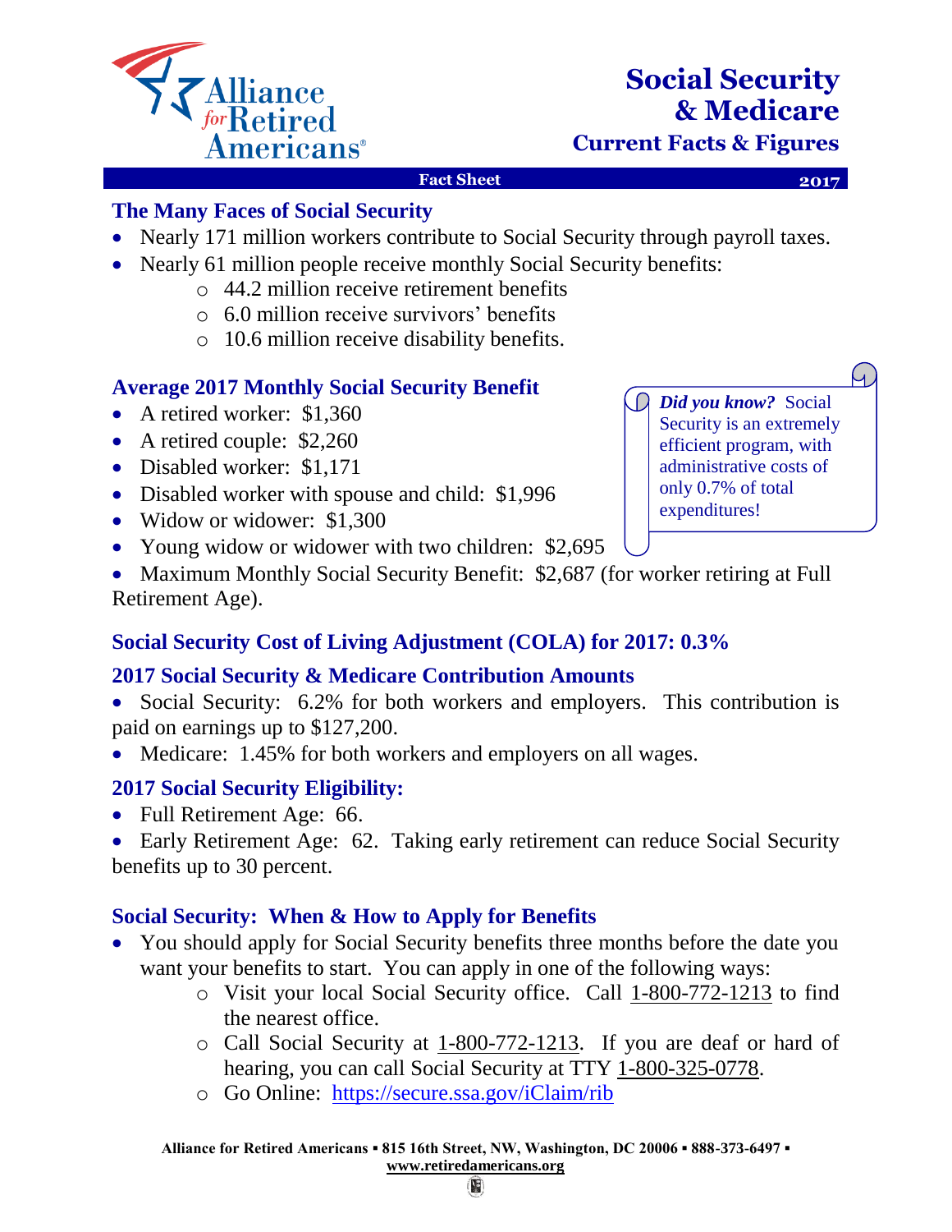Alliance for Retired Americans

# Social Security & Medicare

## Current Facts & Figures

**Fact Sheet** **2017**

### The Many Faces of Social Security

- Nearly 171 million workers contribute to Social Security through payroll taxes.
- Nearly 61 million people receive monthly Social Security benefits:
  - 44.2 million receive retirement benefits
  - 6.0 million receive survivors' benefits
  - 10.6 million receive disability benefits.

### Average 2017 Monthly Social Security Benefit

- A retired worker: $1,360
- A retired couple: $2,260
- Disabled worker: $1,171
- Disabled worker with spouse and child: $1,996
- Widow or widower: $1,300
- Young widow or widower with two children: $2,695
- Maximum Monthly Social Security Benefit: $2,687 (for worker retiring at Full Retirement Age).

> ***Did you know?*** Social Security is an extremely efficient program, with administrative costs of only 0.7% of total expenditures!

### Social Security Cost of Living Adjustment (COLA) for 2017: 0.3%

### 2017 Social Security & Medicare Contribution Amounts

- Social Security: 6.2% for both workers and employers. This contribution is paid on earnings up to $127,200.
- Medicare: 1.45% for both workers and employers on all wages.

### 2017 Social Security Eligibility:

- Full Retirement Age: 66.
- Early Retirement Age: 62. Taking early retirement can reduce Social Security benefits up to 30 percent.

### Social Security: When & How to Apply for Benefits

- You should apply for Social Security benefits three months before the date you want your benefits to start. You can apply in one of the following ways:
  - Visit your local Social Security office. Call 1-800-772-1213 to find the nearest office.
  - Call Social Security at 1-800-772-1213. If you are deaf or hard of hearing, you can call Social Security at TTY 1-800-325-0778.
  - Go Online: https://secure.ssa.gov/iClaim/rib

**Alliance for Retired Americans ▪ 815 16th Street, NW, Washington, DC 20006 ▪ 888-373-6497 ▪ www.retiredamericans.org**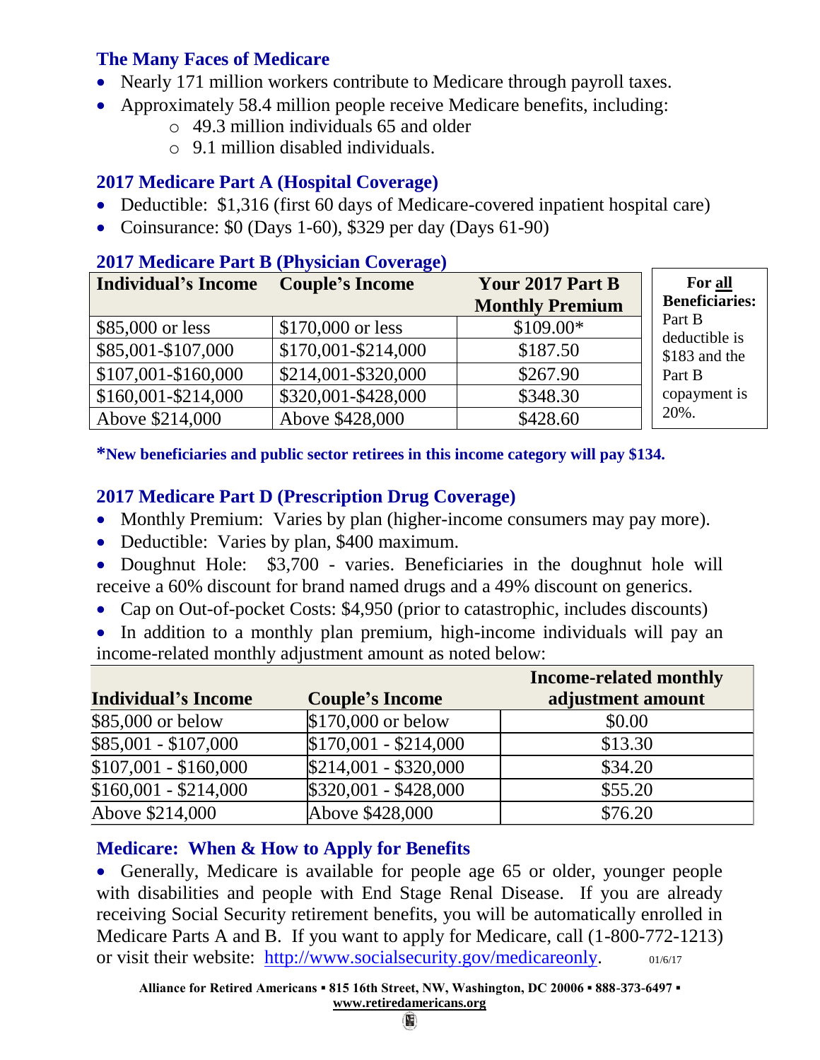## The Many Faces of Medicare

- Nearly 171 million workers contribute to Medicare through payroll taxes.
- Approximately 58.4 million people receive Medicare benefits, including:
  - 49.3 million individuals 65 and older
  - 9.1 million disabled individuals.

## 2017 Medicare Part A (Hospital Coverage)

- Deductible: $1,316 (first 60 days of Medicare-covered inpatient hospital care)
- Coinsurance: $0 (Days 1-60), $329 per day (Days 61-90)

## 2017 Medicare Part B (Physician Coverage)

| Individual's Income | Couple's Income | Your 2017 Part B Monthly Premium |
|---|---|---|
| $85,000 or less | $170,000 or less | $109.00* |
| $85,001-$107,000 | $170,001-$214,000 | $187.50 |
| $107,001-$160,000 | $214,001-$320,000 | $267.90 |
| $160,001-$214,000 | $320,001-$428,000 | $348.30 |
| Above $214,000 | Above $428,000 | $428.60 |

**For all Beneficiaries:** Part B deductible is $183 and the Part B copayment is 20%.

***New beneficiaries and public sector retirees in this income category will pay $134.**

## 2017 Medicare Part D (Prescription Drug Coverage)

- Monthly Premium: Varies by plan (higher-income consumers may pay more).
- Deductible: Varies by plan, $400 maximum.
- Doughnut Hole: $3,700 - varies. Beneficiaries in the doughnut hole will receive a 60% discount for brand named drugs and a 49% discount on generics.
- Cap on Out-of-pocket Costs: $4,950 (prior to catastrophic, includes discounts)
- In addition to a monthly plan premium, high-income individuals will pay an income-related monthly adjustment amount as noted below:

| Individual's Income | Couple's Income | Income-related monthly adjustment amount |
|---|---|---|
| $85,000 or below | $170,000 or below | $0.00 |
| $85,001 - $107,000 | $170,001 - $214,000 | $13.30 |
| $107,001 - $160,000 | $214,001 - $320,000 | $34.20 |
| $160,001 - $214,000 | $320,001 - $428,000 | $55.20 |
| Above $214,000 | Above $428,000 | $76.20 |

## Medicare: When & How to Apply for Benefits

- Generally, Medicare is available for people age 65 or older, younger people with disabilities and people with End Stage Renal Disease. If you are already receiving Social Security retirement benefits, you will be automatically enrolled in Medicare Parts A and B. If you want to apply for Medicare, call (1-800-772-1213) or visit their website: [http://www.socialsecurity.gov/medicareonly](http://www.socialsecurity.gov/medicareonly). 01/6/17

**Alliance for Retired Americans ▪ 815 16th Street, NW, Washington, DC 20006 ▪ 888-373-6497 ▪ www.retiredamericans.org**